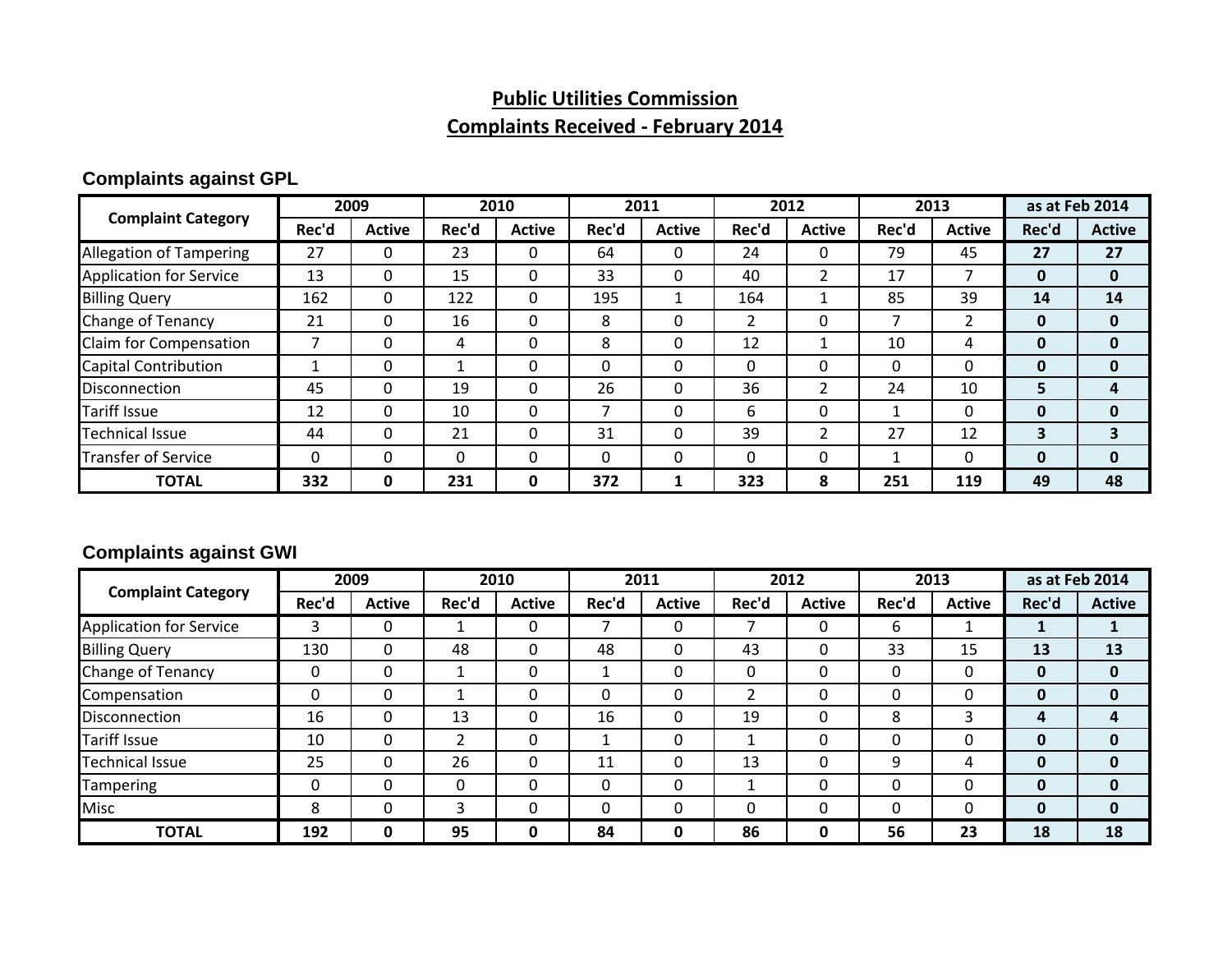# Public Utilities Commission

## Complaints Received - February 2014

### Complaints against GPL

| Complaint Category | 2009 | | 2010 | | 2011 | | 2012 | | 2013 | | as at Feb 2014 | |
|---|---|---|---|---|---|---|---|---|---|---|---|---|
| | Rec'd | Active | Rec'd | Active | Rec'd | Active | Rec'd | Active | Rec'd | Active | Rec'd | Active |
| Allegation of Tampering | 27 | 0 | 23 | 0 | 64 | 0 | 24 | 0 | 79 | 45 | **27** | **27** |
| Application for Service | 13 | 0 | 15 | 0 | 33 | 0 | 40 | 2 | 17 | 7 | **0** | **0** |
| Billing Query | 162 | 0 | 122 | 0 | 195 | 1 | 164 | 1 | 85 | 39 | **14** | **14** |
| Change of Tenancy | 21 | 0 | 16 | 0 | 8 | 0 | 2 | 0 | 7 | 2 | **0** | **0** |
| Claim for Compensation | 7 | 0 | 4 | 0 | 8 | 0 | 12 | 1 | 10 | 4 | **0** | **0** |
| Capital Contribution | 1 | 0 | 1 | 0 | 0 | 0 | 0 | 0 | 0 | 0 | **0** | **0** |
| Disconnection | 45 | 0 | 19 | 0 | 26 | 0 | 36 | 2 | 24 | 10 | **5** | **4** |
| Tariff Issue | 12 | 0 | 10 | 0 | 7 | 0 | 6 | 0 | 1 | 0 | **0** | **0** |
| Technical Issue | 44 | 0 | 21 | 0 | 31 | 0 | 39 | 2 | 27 | 12 | **3** | **3** |
| Transfer of Service | 0 | 0 | 0 | 0 | 0 | 0 | 0 | 0 | 1 | 0 | **0** | **0** |
| **TOTAL** | **332** | **0** | **231** | **0** | **372** | **1** | **323** | **8** | **251** | **119** | **49** | **48** |

### Complaints against GWI

| Complaint Category | 2009 | | 2010 | | 2011 | | 2012 | | 2013 | | as at Feb 2014 | |
|---|---|---|---|---|---|---|---|---|---|---|---|---|
| | Rec'd | Active | Rec'd | Active | Rec'd | Active | Rec'd | Active | Rec'd | Active | Rec'd | Active |
| Application for Service | 3 | 0 | 1 | 0 | 7 | 0 | 7 | 0 | 6 | 1 | **1** | **1** |
| Billing Query | 130 | 0 | 48 | 0 | 48 | 0 | 43 | 0 | 33 | 15 | **13** | **13** |
| Change of Tenancy | 0 | 0 | 1 | 0 | 1 | 0 | 0 | 0 | 0 | 0 | **0** | **0** |
| Compensation | 0 | 0 | 1 | 0 | 0 | 0 | 2 | 0 | 0 | 0 | **0** | **0** |
| Disconnection | 16 | 0 | 13 | 0 | 16 | 0 | 19 | 0 | 8 | 3 | **4** | **4** |
| Tariff Issue | 10 | 0 | 2 | 0 | 1 | 0 | 1 | 0 | 0 | 0 | **0** | **0** |
| Technical Issue | 25 | 0 | 26 | 0 | 11 | 0 | 13 | 0 | 9 | 4 | **0** | **0** |
| Tampering | 0 | 0 | 0 | 0 | 0 | 0 | 1 | 0 | 0 | 0 | **0** | **0** |
| Misc | 8 | 0 | 3 | 0 | 0 | 0 | 0 | 0 | 0 | 0 | **0** | **0** |
| **TOTAL** | **192** | **0** | **95** | **0** | **84** | **0** | **86** | **0** | **56** | **23** | **18** | **18** |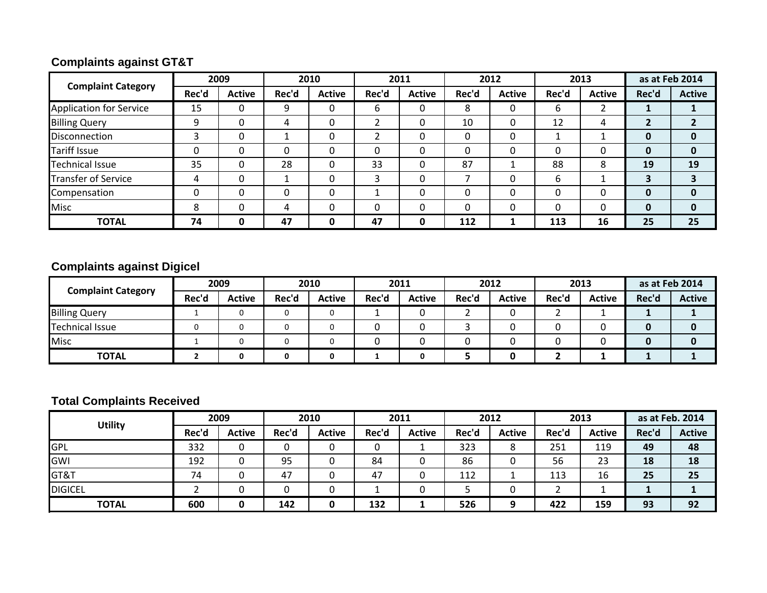### Complaints against GT&T

| Complaint Category | 2009 | | 2010 | | 2011 | | 2012 | | 2013 | | as at Feb 2014 | |
|---|---|---|---|---|---|---|---|---|---|---|---|---|
| | Rec'd | Active | Rec'd | Active | Rec'd | Active | Rec'd | Active | Rec'd | Active | Rec'd | Active |
| Application for Service | 15 | 0 | 9 | 0 | 6 | 0 | 8 | 0 | 6 | 2 | **1** | **1** |
| Billing Query | 9 | 0 | 4 | 0 | 2 | 0 | 10 | 0 | 12 | 4 | **2** | **2** |
| Disconnection | 3 | 0 | 1 | 0 | 2 | 0 | 0 | 0 | 1 | 1 | **0** | **0** |
| Tariff Issue | 0 | 0 | 0 | 0 | 0 | 0 | 0 | 0 | 0 | 0 | **0** | **0** |
| Technical Issue | 35 | 0 | 28 | 0 | 33 | 0 | 87 | 1 | 88 | 8 | **19** | **19** |
| Transfer of Service | 4 | 0 | 1 | 0 | 3 | 0 | 7 | 0 | 6 | 1 | **3** | **3** |
| Compensation | 0 | 0 | 0 | 0 | 1 | 0 | 0 | 0 | 0 | 0 | **0** | **0** |
| Misc | 8 | 0 | 4 | 0 | 0 | 0 | 0 | 0 | 0 | 0 | **0** | **0** |
| **TOTAL** | **74** | **0** | **47** | **0** | **47** | **0** | **112** | **1** | **113** | **16** | **25** | **25** |

### Complaints against Digicel

| Complaint Category | 2009 | | 2010 | | 2011 | | 2012 | | 2013 | | as at Feb 2014 | |
|---|---|---|---|---|---|---|---|---|---|---|---|---|
| | Rec'd | Active | Rec'd | Active | Rec'd | Active | Rec'd | Active | Rec'd | Active | Rec'd | Active |
| Billing Query | 1 | 0 | 0 | 0 | 1 | 0 | 2 | 0 | 2 | 1 | **1** | **1** |
| Technical Issue | 0 | 0 | 0 | 0 | 0 | 0 | 3 | 0 | 0 | 0 | **0** | **0** |
| Misc | 1 | 0 | 0 | 0 | 0 | 0 | 0 | 0 | 0 | 0 | **0** | **0** |
| **TOTAL** | **2** | **0** | **0** | **0** | **1** | **0** | **5** | **0** | **2** | **1** | **1** | **1** |

### Total Complaints Received

| Utility | 2009 | | 2010 | | 2011 | | 2012 | | 2013 | | as at Feb. 2014 | |
|---|---|---|---|---|---|---|---|---|---|---|---|---|
| | Rec'd | Active | Rec'd | Active | Rec'd | Active | Rec'd | Active | Rec'd | Active | Rec'd | Active |
| GPL | 332 | 0 | 0 | 0 | 0 | 1 | 323 | 8 | 251 | 119 | **49** | **48** |
| GWI | 192 | 0 | 95 | 0 | 84 | 0 | 86 | 0 | 56 | 23 | **18** | **18** |
| GT&T | 74 | 0 | 47 | 0 | 47 | 0 | 112 | 1 | 113 | 16 | **25** | **25** |
| DIGICEL | 2 | 0 | 0 | 0 | 1 | 0 | 5 | 0 | 2 | 1 | **1** | **1** |
| **TOTAL** | **600** | **0** | **142** | **0** | **132** | **1** | **526** | **9** | **422** | **159** | **93** | **92** |